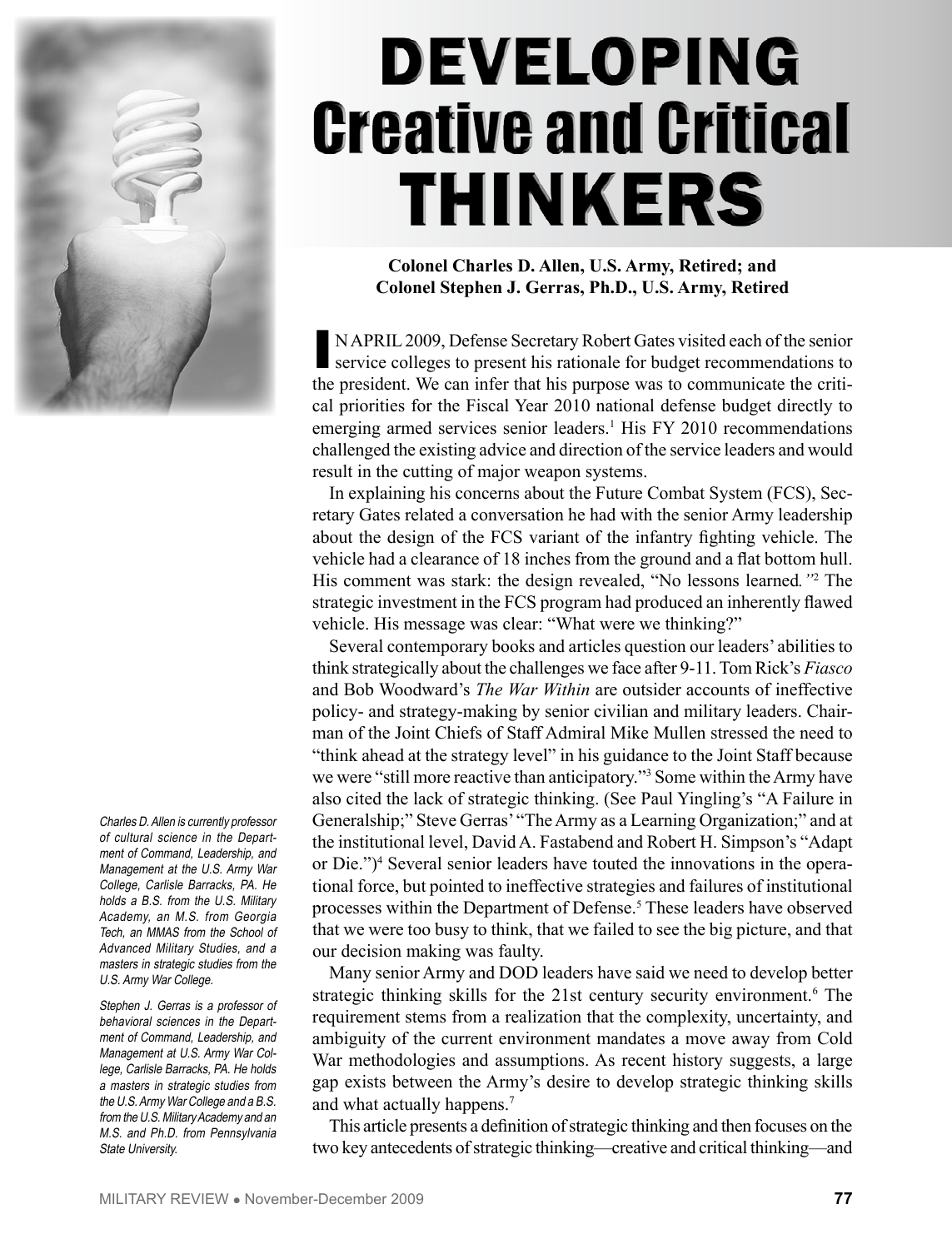# DEVELOPING Creative and Critical THINKERS

**Colonel Charles D. Allen, U.S. Army, Retired; and Colonel Stephen J. Gerras, Ph.D., U.S. Army, Retired**

*Charles D. Allen is currently professor of cultural science in the Department of Command, Leadership, and Management at the U.S. Army War College, Carlisle Barracks, PA. He holds a B.S. from the U.S. Military Academy, an M.S. from Georgia Tech, an MMAS from the School of Advanced Military Studies, and a masters in strategic studies from the U.S. Army War College.*

*Stephen J. Gerras is a professor of behavioral sciences in the Department of Command, Leadership, and Management at U.S. Army War College, Carlisle Barracks, PA. He holds a masters in strategic studies from the U.S. Army War College and a B.S. from the U.S. Military Academy and an M.S. and Ph.D. from Pennsylvania State University.*

IN APRIL 2009, Defense Secretary Robert Gates visited each of the senior service colleges to present his rationale for budget recommendations to the president. We can infer that his purpose was to communicate the critical priorities for the Fiscal Year 2010 national defense budget directly to emerging armed services senior leaders.[1] His FY 2010 recommendations challenged the existing advice and direction of the service leaders and would result in the cutting of major weapon systems.

In explaining his concerns about the Future Combat System (FCS), Secretary Gates related a conversation he had with the senior Army leadership about the design of the FCS variant of the infantry fighting vehicle. The vehicle had a clearance of 18 inches from the ground and a flat bottom hull. His comment was stark: the design revealed, "No lessons learned*.*"[2] The strategic investment in the FCS program had produced an inherently flawed vehicle. His message was clear: "What were we thinking?"

Several contemporary books and articles question our leaders' abilities to think strategically about the challenges we face after 9-11. Tom Rick's *Fiasco* and Bob Woodward's *The War Within* are outsider accounts of ineffective policy- and strategy-making by senior civilian and military leaders. Chairman of the Joint Chiefs of Staff Admiral Mike Mullen stressed the need to "think ahead at the strategy level" in his guidance to the Joint Staff because we were "still more reactive than anticipatory."[3] Some within the Army have also cited the lack of strategic thinking. (See Paul Yingling's "A Failure in Generalship;" Steve Gerras' "The Army as a Learning Organization;" and at the institutional level, David A. Fastabend and Robert H. Simpson's "Adapt or Die.")[4] Several senior leaders have touted the innovations in the operational force, but pointed to ineffective strategies and failures of institutional processes within the Department of Defense.[5] These leaders have observed that we were too busy to think, that we failed to see the big picture, and that our decision making was faulty.

Many senior Army and DOD leaders have said we need to develop better strategic thinking skills for the 21st century security environment.[6] The requirement stems from a realization that the complexity, uncertainty, and ambiguity of the current environment mandates a move away from Cold War methodologies and assumptions. As recent history suggests, a large gap exists between the Army's desire to develop strategic thinking skills and what actually happens.[7]

This article presents a definition of strategic thinking and then focuses on the two key antecedents of strategic thinking—creative and critical thinking—and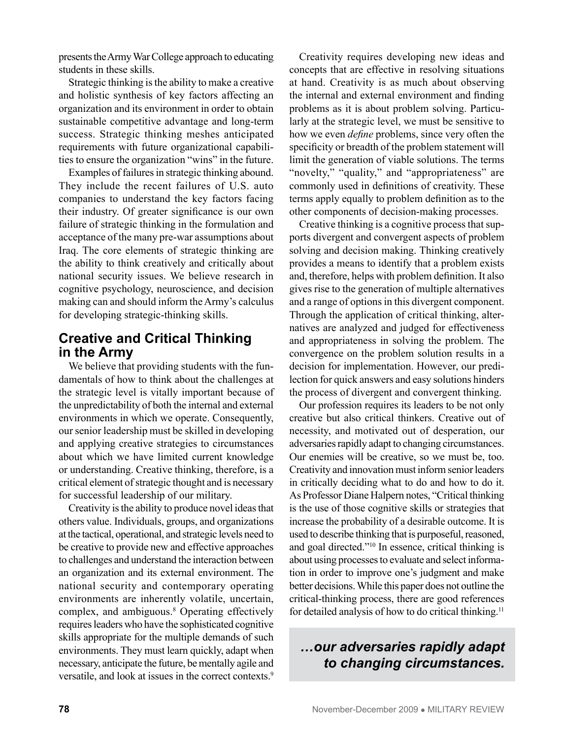presents the Army War College approach to educating students in these skills.

Strategic thinking is the ability to make a creative and holistic synthesis of key factors affecting an organization and its environment in order to obtain sustainable competitive advantage and long-term success. Strategic thinking meshes anticipated requirements with future organizational capabilities to ensure the organization "wins" in the future.

Examples of failures in strategic thinking abound. They include the recent failures of U.S. auto companies to understand the key factors facing their industry. Of greater significance is our own failure of strategic thinking in the formulation and acceptance of the many pre-war assumptions about Iraq. The core elements of strategic thinking are the ability to think creatively and critically about national security issues. We believe research in cognitive psychology, neuroscience, and decision making can and should inform the Army's calculus for developing strategic-thinking skills.

## Creative and Critical Thinking in the Army

We believe that providing students with the fundamentals of how to think about the challenges at the strategic level is vitally important because of the unpredictability of both the internal and external environments in which we operate. Consequently, our senior leadership must be skilled in developing and applying creative strategies to circumstances about which we have limited current knowledge or understanding. Creative thinking, therefore, is a critical element of strategic thought and is necessary for successful leadership of our military.

Creativity is the ability to produce novel ideas that others value. Individuals, groups, and organizations at the tactical, operational, and strategic levels need to be creative to provide new and effective approaches to challenges and understand the interaction between an organization and its external environment. The national security and contemporary operating environments are inherently volatile, uncertain, complex, and ambiguous.[8] Operating effectively requires leaders who have the sophisticated cognitive skills appropriate for the multiple demands of such environments. They must learn quickly, adapt when necessary, anticipate the future, be mentally agile and versatile, and look at issues in the correct contexts.[9]

Creativity requires developing new ideas and concepts that are effective in resolving situations at hand. Creativity is as much about observing the internal and external environment and finding problems as it is about problem solving. Particularly at the strategic level, we must be sensitive to how we even *define* problems, since very often the specificity or breadth of the problem statement will limit the generation of viable solutions. The terms "novelty," "quality," and "appropriateness" are commonly used in definitions of creativity. These terms apply equally to problem definition as to the other components of decision-making processes.

Creative thinking is a cognitive process that supports divergent and convergent aspects of problem solving and decision making. Thinking creatively provides a means to identify that a problem exists and, therefore, helps with problem definition. It also gives rise to the generation of multiple alternatives and a range of options in this divergent component. Through the application of critical thinking, alternatives are analyzed and judged for effectiveness and appropriateness in solving the problem. The convergence on the problem solution results in a decision for implementation. However, our predilection for quick answers and easy solutions hinders the process of divergent and convergent thinking.

Our profession requires its leaders to be not only creative but also critical thinkers. Creative out of necessity, and motivated out of desperation, our adversaries rapidly adapt to changing circumstances. Our enemies will be creative, so we must be, too. Creativity and innovation must inform senior leaders in critically deciding what to do and how to do it. As Professor Diane Halpern notes, "Critical thinking is the use of those cognitive skills or strategies that increase the probability of a desirable outcome. It is used to describe thinking that is purposeful, reasoned, and goal directed."[10] In essence, critical thinking is about using processes to evaluate and select information in order to improve one's judgment and make better decisions. While this paper does not outline the critical-thinking process, there are good references for detailed analysis of how to do critical thinking.[11]

***…our adversaries rapidly adapt to changing circumstances.***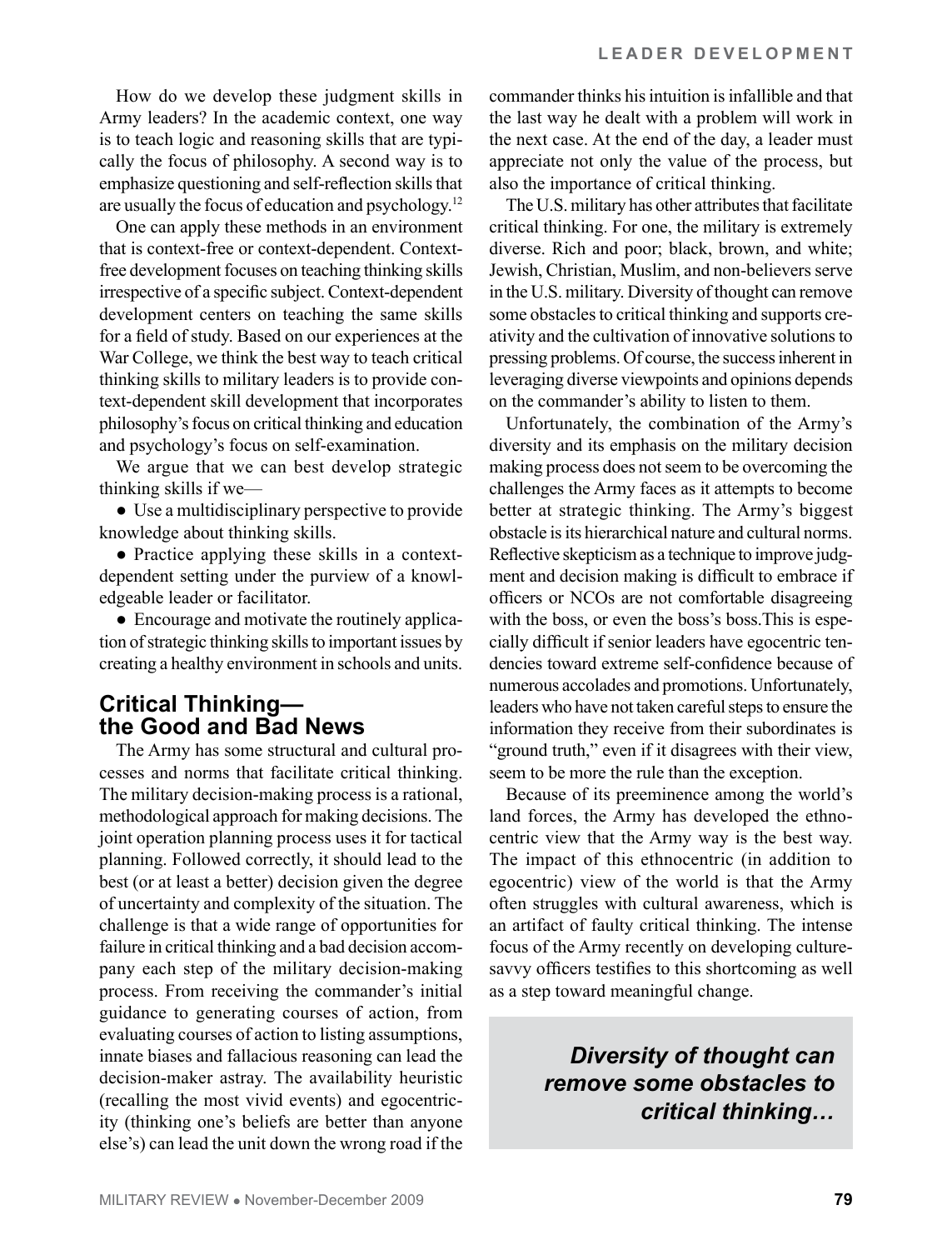How do we develop these judgment skills in Army leaders? In the academic context, one way is to teach logic and reasoning skills that are typically the focus of philosophy. A second way is to emphasize questioning and self-reflection skills that are usually the focus of education and psychology.[12]

One can apply these methods in an environment that is context-free or context-dependent. Context-free development focuses on teaching thinking skills irrespective of a specific subject. Context-dependent development centers on teaching the same skills for a field of study. Based on our experiences at the War College, we think the best way to teach critical thinking skills to military leaders is to provide context-dependent skill development that incorporates philosophy's focus on critical thinking and education and psychology's focus on self-examination.

We argue that we can best develop strategic thinking skills if we—

- Use a multidisciplinary perspective to provide knowledge about thinking skills.
- Practice applying these skills in a context-dependent setting under the purview of a knowledgeable leader or facilitator.
- Encourage and motivate the routinely application of strategic thinking skills to important issues by creating a healthy environment in schools and units.

## Critical Thinking—the Good and Bad News

The Army has some structural and cultural processes and norms that facilitate critical thinking. The military decision-making process is a rational, methodological approach for making decisions. The joint operation planning process uses it for tactical planning. Followed correctly, it should lead to the best (or at least a better) decision given the degree of uncertainty and complexity of the situation. The challenge is that a wide range of opportunities for failure in critical thinking and a bad decision accompany each step of the military decision-making process. From receiving the commander's initial guidance to generating courses of action, from evaluating courses of action to listing assumptions, innate biases and fallacious reasoning can lead the decision-maker astray. The availability heuristic (recalling the most vivid events) and egocentricity (thinking one's beliefs are better than anyone else's) can lead the unit down the wrong road if the commander thinks his intuition is infallible and that the last way he dealt with a problem will work in the next case. At the end of the day, a leader must appreciate not only the value of the process, but also the importance of critical thinking.

The U.S. military has other attributes that facilitate critical thinking. For one, the military is extremely diverse. Rich and poor; black, brown, and white; Jewish, Christian, Muslim, and non-believers serve in the U.S. military. Diversity of thought can remove some obstacles to critical thinking and supports creativity and the cultivation of innovative solutions to pressing problems. Of course, the success inherent in leveraging diverse viewpoints and opinions depends on the commander's ability to listen to them.

Unfortunately, the combination of the Army's diversity and its emphasis on the military decision making process does not seem to be overcoming the challenges the Army faces as it attempts to become better at strategic thinking. The Army's biggest obstacle is its hierarchical nature and cultural norms. Reflective skepticism as a technique to improve judgment and decision making is difficult to embrace if officers or NCOs are not comfortable disagreeing with the boss, or even the boss's boss.This is especially difficult if senior leaders have egocentric tendencies toward extreme self-confidence because of numerous accolades and promotions. Unfortunately, leaders who have not taken careful steps to ensure the information they receive from their subordinates is "ground truth," even if it disagrees with their view, seem to be more the rule than the exception.

Because of its preeminence among the world's land forces, the Army has developed the ethnocentric view that the Army way is the best way. The impact of this ethnocentric (in addition to egocentric) view of the world is that the Army often struggles with cultural awareness, which is an artifact of faulty critical thinking. The intense focus of the Army recently on developing culture-savvy officers testifies to this shortcoming as well as a step toward meaningful change.

> ***Diversity of thought can remove some obstacles to critical thinking…***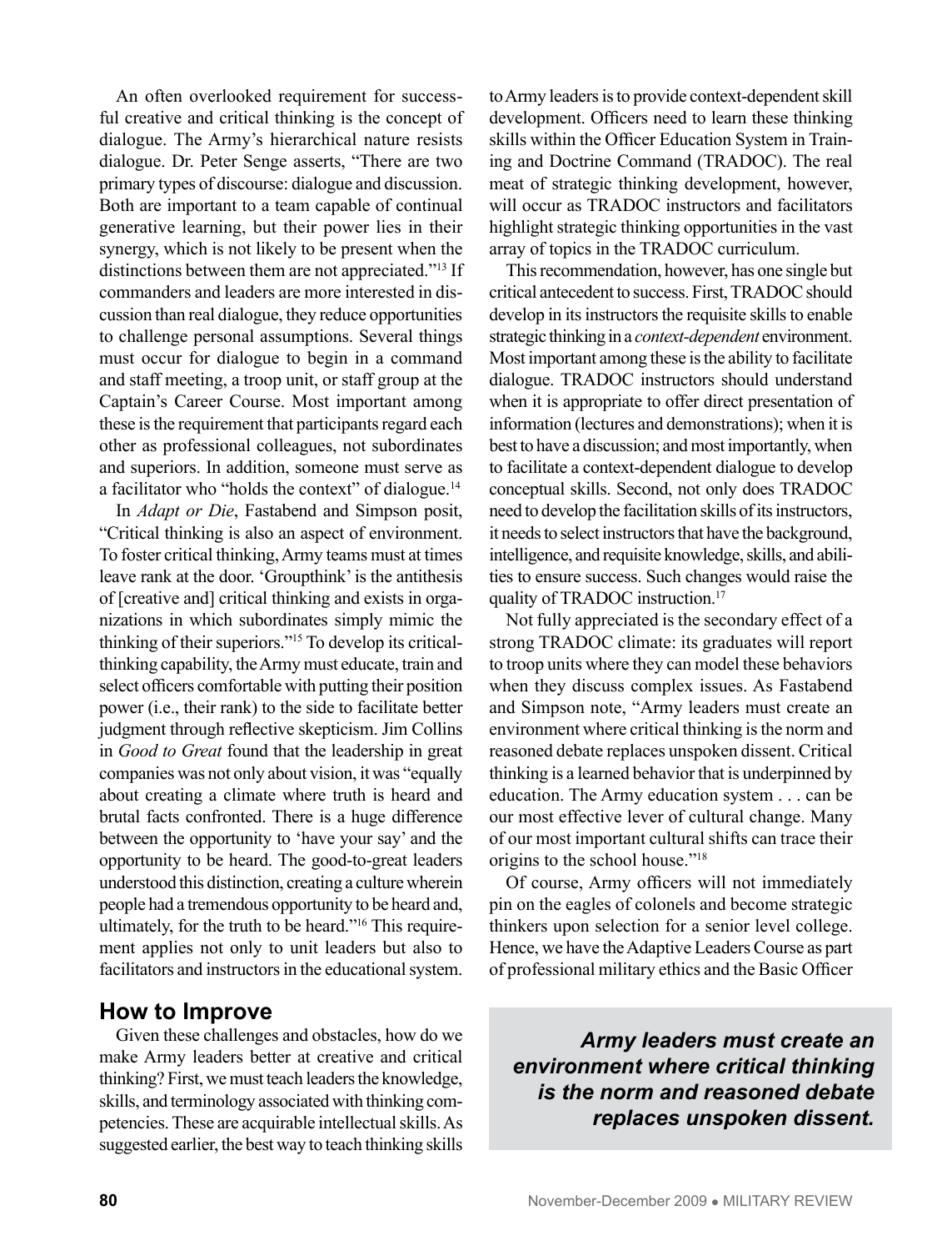An often overlooked requirement for successful creative and critical thinking is the concept of dialogue. The Army's hierarchical nature resists dialogue. Dr. Peter Senge asserts, "There are two primary types of discourse: dialogue and discussion. Both are important to a team capable of continual generative learning, but their power lies in their synergy, which is not likely to be present when the distinctions between them are not appreciated."[13] If commanders and leaders are more interested in discussion than real dialogue, they reduce opportunities to challenge personal assumptions. Several things must occur for dialogue to begin in a command and staff meeting, a troop unit, or staff group at the Captain's Career Course. Most important among these is the requirement that participants regard each other as professional colleagues, not subordinates and superiors. In addition, someone must serve as a facilitator who "holds the context" of dialogue.[14]

In *Adapt or Die*, Fastabend and Simpson posit, "Critical thinking is also an aspect of environment. To foster critical thinking, Army teams must at times leave rank at the door. 'Groupthink' is the antithesis of [creative and] critical thinking and exists in organizations in which subordinates simply mimic the thinking of their superiors."[15] To develop its critical-thinking capability, the Army must educate, train and select officers comfortable with putting their position power (i.e., their rank) to the side to facilitate better judgment through reflective skepticism. Jim Collins in *Good to Great* found that the leadership in great companies was not only about vision, it was "equally about creating a climate where truth is heard and brutal facts confronted. There is a huge difference between the opportunity to 'have your say' and the opportunity to be heard. The good-to-great leaders understood this distinction, creating a culture wherein people had a tremendous opportunity to be heard and, ultimately, for the truth to be heard."[16] This requirement applies not only to unit leaders but also to facilitators and instructors in the educational system.

## How to Improve

Given these challenges and obstacles, how do we make Army leaders better at creative and critical thinking? First, we must teach leaders the knowledge, skills, and terminology associated with thinking competencies. These are acquirable intellectual skills. As suggested earlier, the best way to teach thinking skills to Army leaders is to provide context-dependent skill development. Officers need to learn these thinking skills within the Officer Education System in Training and Doctrine Command (TRADOC). The real meat of strategic thinking development, however, will occur as TRADOC instructors and facilitators highlight strategic thinking opportunities in the vast array of topics in the TRADOC curriculum.

This recommendation, however, has one single but critical antecedent to success. First, TRADOC should develop in its instructors the requisite skills to enable strategic thinking in a *context-dependent* environment. Most important among these is the ability to facilitate dialogue. TRADOC instructors should understand when it is appropriate to offer direct presentation of information (lectures and demonstrations); when it is best to have a discussion; and most importantly, when to facilitate a context-dependent dialogue to develop conceptual skills. Second, not only does TRADOC need to develop the facilitation skills of its instructors, it needs to select instructors that have the background, intelligence, and requisite knowledge, skills, and abilities to ensure success. Such changes would raise the quality of TRADOC instruction.[17]

Not fully appreciated is the secondary effect of a strong TRADOC climate: its graduates will report to troop units where they can model these behaviors when they discuss complex issues. As Fastabend and Simpson note, "Army leaders must create an environment where critical thinking is the norm and reasoned debate replaces unspoken dissent. Critical thinking is a learned behavior that is underpinned by education. The Army education system . . . can be our most effective lever of cultural change. Many of our most important cultural shifts can trace their origins to the school house."[18]

Of course, Army officers will not immediately pin on the eagles of colonels and become strategic thinkers upon selection for a senior level college. Hence, we have the Adaptive Leaders Course as part of professional military ethics and the Basic Officer

***Army leaders must create an environment where critical thinking is the norm and reasoned debate replaces unspoken dissent.***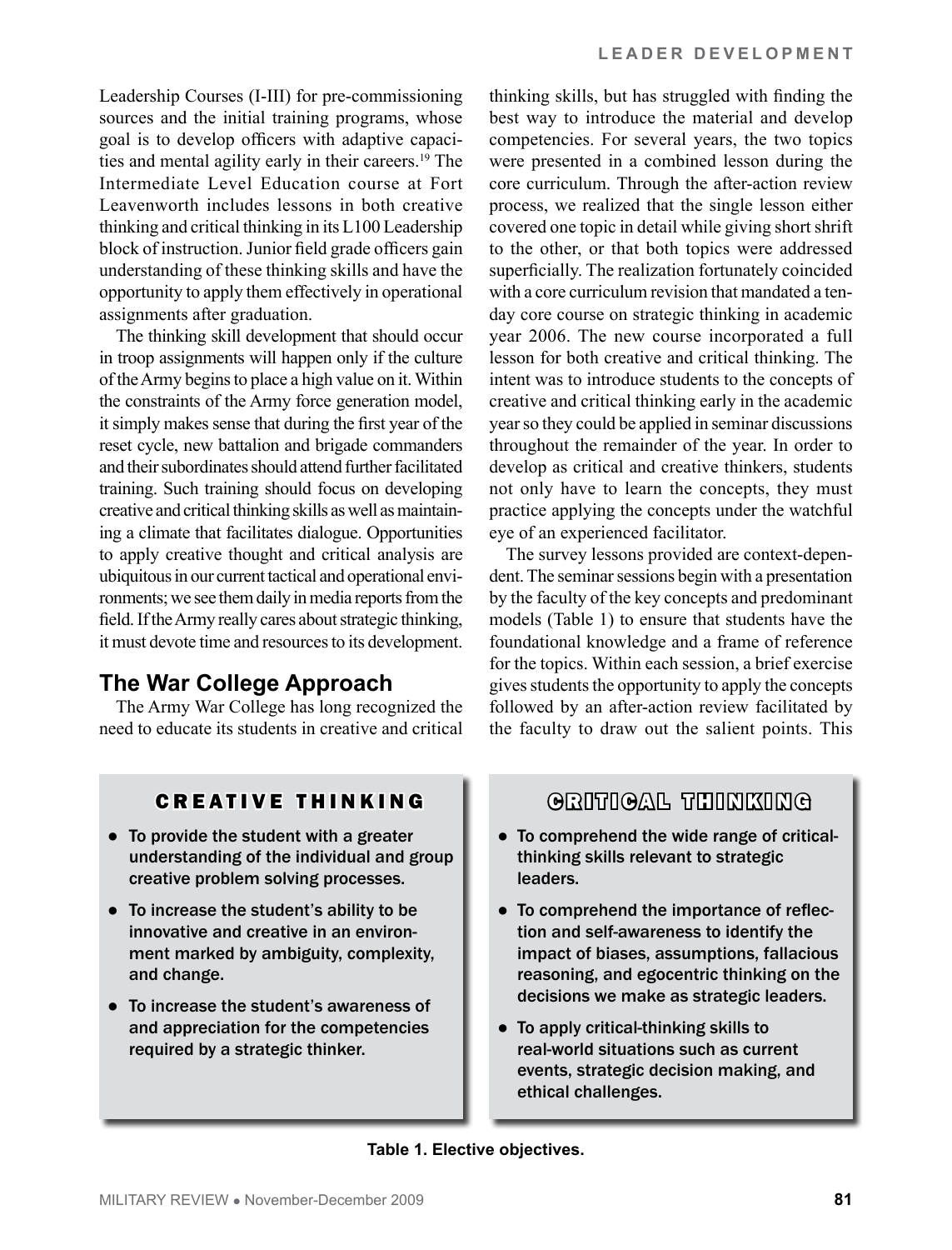Leadership Courses (I-III) for pre-commissioning sources and the initial training programs, whose goal is to develop officers with adaptive capacities and mental agility early in their careers.[19] The Intermediate Level Education course at Fort Leavenworth includes lessons in both creative thinking and critical thinking in its L100 Leadership block of instruction. Junior field grade officers gain understanding of these thinking skills and have the opportunity to apply them effectively in operational assignments after graduation.

The thinking skill development that should occur in troop assignments will happen only if the culture of the Army begins to place a high value on it. Within the constraints of the Army force generation model, it simply makes sense that during the first year of the reset cycle, new battalion and brigade commanders and their subordinates should attend further facilitated training. Such training should focus on developing creative and critical thinking skills as well as maintaining a climate that facilitates dialogue. Opportunities to apply creative thought and critical analysis are ubiquitous in our current tactical and operational environments; we see them daily in media reports from the field. If the Army really cares about strategic thinking, it must devote time and resources to its development.

## The War College Approach

The Army War College has long recognized the need to educate its students in creative and critical thinking skills, but has struggled with finding the best way to introduce the material and develop competencies. For several years, the two topics were presented in a combined lesson during the core curriculum. Through the after-action review process, we realized that the single lesson either covered one topic in detail while giving short shrift to the other, or that both topics were addressed superficially. The realization fortunately coincided with a core curriculum revision that mandated a ten-day core course on strategic thinking in academic year 2006. The new course incorporated a full lesson for both creative and critical thinking. The intent was to introduce students to the concepts of creative and critical thinking early in the academic year so they could be applied in seminar discussions throughout the remainder of the year. In order to develop as critical and creative thinkers, students not only have to learn the concepts, they must practice applying the concepts under the watchful eye of an experienced facilitator.

The survey lessons provided are context-dependent. The seminar sessions begin with a presentation by the faculty of the key concepts and predominant models (Table 1) to ensure that students have the foundational knowledge and a frame of reference for the topics. Within each session, a brief exercise gives students the opportunity to apply the concepts followed by an after-action review facilitated by the faculty to draw out the salient points. This

**CREATIVE THINKING**

- To provide the student with a greater understanding of the individual and group creative problem solving processes.
- To increase the student's ability to be innovative and creative in an environment marked by ambiguity, complexity, and change.
- To increase the student's awareness of and appreciation for the competencies required by a strategic thinker.

**CRITICAL THINKING**

- To comprehend the wide range of critical-thinking skills relevant to strategic leaders.
- To comprehend the importance of reflection and self-awareness to identify the impact of biases, assumptions, fallacious reasoning, and egocentric thinking on the decisions we make as strategic leaders.
- To apply critical-thinking skills to real-world situations such as current events, strategic decision making, and ethical challenges.

**Table 1. Elective objectives.**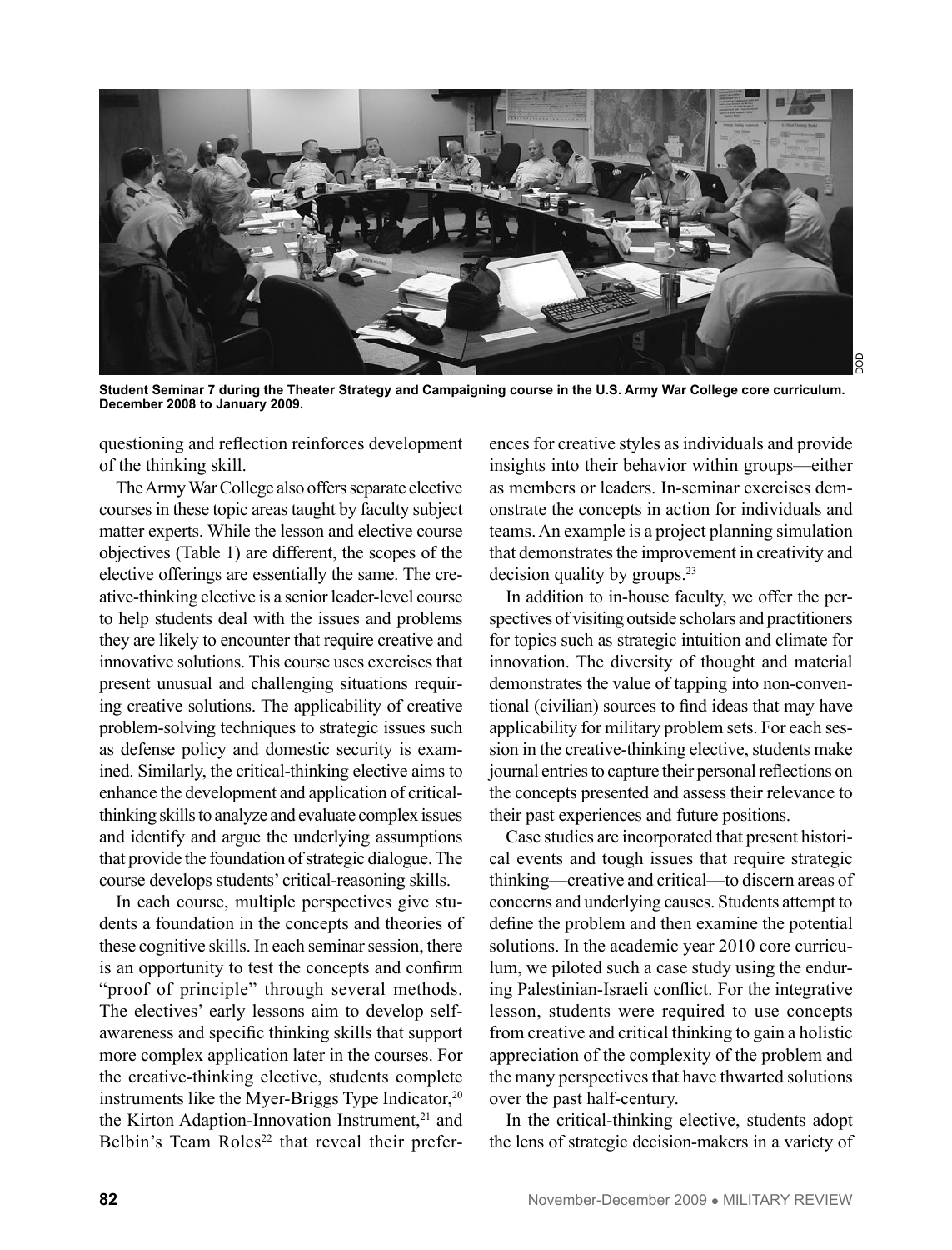**Student Seminar 7 during the Theater Strategy and Campaigning course in the U.S. Army War College core curriculum. December 2008 to January 2009.**

questioning and reflection reinforces development of the thinking skill.

The Army War College also offers separate elective courses in these topic areas taught by faculty subject matter experts. While the lesson and elective course objectives (Table 1) are different, the scopes of the elective offerings are essentially the same. The creative-thinking elective is a senior leader-level course to help students deal with the issues and problems they are likely to encounter that require creative and innovative solutions. This course uses exercises that present unusual and challenging situations requiring creative solutions. The applicability of creative problem-solving techniques to strategic issues such as defense policy and domestic security is examined. Similarly, the critical-thinking elective aims to enhance the development and application of critical-thinking skills to analyze and evaluate complex issues and identify and argue the underlying assumptions that provide the foundation of strategic dialogue. The course develops students' critical-reasoning skills.

In each course, multiple perspectives give students a foundation in the concepts and theories of these cognitive skills. In each seminar session, there is an opportunity to test the concepts and confirm "proof of principle" through several methods. The electives' early lessons aim to develop self-awareness and specific thinking skills that support more complex application later in the courses. For the creative-thinking elective, students complete instruments like the Myer-Briggs Type Indicator,[20] the Kirton Adaption-Innovation Instrument,[21] and Belbin's Team Roles[22] that reveal their preferences for creative styles as individuals and provide insights into their behavior within groups—either as members or leaders. In-seminar exercises demonstrate the concepts in action for individuals and teams. An example is a project planning simulation that demonstrates the improvement in creativity and decision quality by groups.[23]

In addition to in-house faculty, we offer the perspectives of visiting outside scholars and practitioners for topics such as strategic intuition and climate for innovation. The diversity of thought and material demonstrates the value of tapping into non-conventional (civilian) sources to find ideas that may have applicability for military problem sets. For each session in the creative-thinking elective, students make journal entries to capture their personal reflections on the concepts presented and assess their relevance to their past experiences and future positions.

Case studies are incorporated that present historical events and tough issues that require strategic thinking—creative and critical—to discern areas of concerns and underlying causes. Students attempt to define the problem and then examine the potential solutions. In the academic year 2010 core curriculum, we piloted such a case study using the enduring Palestinian-Israeli conflict. For the integrative lesson, students were required to use concepts from creative and critical thinking to gain a holistic appreciation of the complexity of the problem and the many perspectives that have thwarted solutions over the past half-century.

In the critical-thinking elective, students adopt the lens of strategic decision-makers in a variety of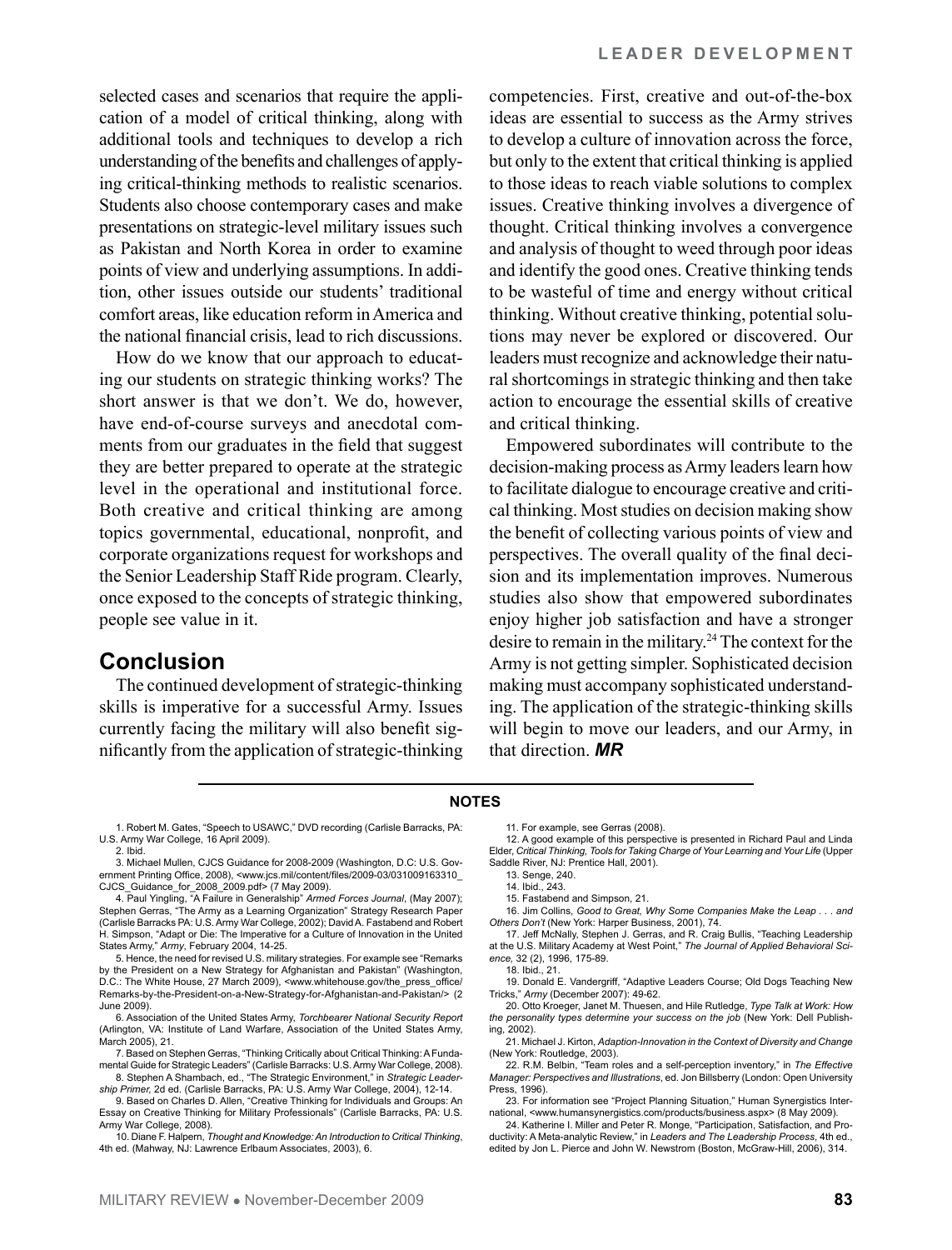selected cases and scenarios that require the application of a model of critical thinking, along with additional tools and techniques to develop a rich understanding of the benefits and challenges of applying critical-thinking methods to realistic scenarios. Students also choose contemporary cases and make presentations on strategic-level military issues such as Pakistan and North Korea in order to examine points of view and underlying assumptions. In addition, other issues outside our students' traditional comfort areas, like education reform in America and the national financial crisis, lead to rich discussions.

How do we know that our approach to educating our students on strategic thinking works? The short answer is that we don't. We do, however, have end-of-course surveys and anecdotal comments from our graduates in the field that suggest they are better prepared to operate at the strategic level in the operational and institutional force. Both creative and critical thinking are among topics governmental, educational, nonprofit, and corporate organizations request for workshops and the Senior Leadership Staff Ride program. Clearly, once exposed to the concepts of strategic thinking, people see value in it.

## Conclusion

The continued development of strategic-thinking skills is imperative for a successful Army. Issues currently facing the military will also benefit significantly from the application of strategic-thinking competencies. First, creative and out-of-the-box ideas are essential to success as the Army strives to develop a culture of innovation across the force, but only to the extent that critical thinking is applied to those ideas to reach viable solutions to complex issues. Creative thinking involves a divergence of thought. Critical thinking involves a convergence and analysis of thought to weed through poor ideas and identify the good ones. Creative thinking tends to be wasteful of time and energy without critical thinking. Without creative thinking, potential solutions may never be explored or discovered. Our leaders must recognize and acknowledge their natural shortcomings in strategic thinking and then take action to encourage the essential skills of creative and critical thinking.

Empowered subordinates will contribute to the decision-making process as Army leaders learn how to facilitate dialogue to encourage creative and critical thinking. Most studies on decision making show the benefit of collecting various points of view and perspectives. The overall quality of the final decision and its implementation improves. Numerous studies also show that empowered subordinates enjoy higher job satisfaction and have a stronger desire to remain in the military.[24] The context for the Army is not getting simpler. Sophisticated decision making must accompany sophisticated understanding. The application of the strategic-thinking skills will begin to move our leaders, and our Army, in that direction. ***MR***

### NOTES

1. Robert M. Gates, "Speech to USAWC," DVD recording (Carlisle Barracks, PA: U.S. Army War College, 16 April 2009).
2. Ibid.
3. Michael Mullen, CJCS Guidance for 2008-2009 (Washington, D.C: U.S. Government Printing Office, 2008), <www.jcs.mil/content/files/2009-03/031009163310_CJCS_Guidance_for_2008_2009.pdf> (7 May 2009).
4. Paul Yingling, "A Failure in Generalship" *Armed Forces Journal*, (May 2007); Stephen Gerras, "The Army as a Learning Organization" Strategy Research Paper (Carlisle Barracks PA: U.S. Army War College, 2002); David A. Fastabend and Robert H. Simpson, "Adapt or Die: The Imperative for a Culture of Innovation in the United States Army," *Army*, February 2004, 14-25.
5. Hence, the need for revised U.S. military strategies. For example see "Remarks by the President on a New Strategy for Afghanistan and Pakistan" (Washington, D.C.: The White House, 27 March 2009), <www.whitehouse.gov/the_press_office/Remarks-by-the-President-on-a-New-Strategy-for-Afghanistan-and-Pakistan/> (2 June 2009).
6. Association of the United States Army, *Torchbearer National Security Report* (Arlington, VA: Institute of Land Warfare, Association of the United States Army, March 2005), 21.
7. Based on Stephen Gerras, "Thinking Critically about Critical Thinking: A Fundamental Guide for Strategic Leaders" (Carlisle Barracks: U.S. Army War College, 2008).
8. Stephen A Shambach, ed., "The Strategic Environment," in *Strategic Leadership Primer,* 2d ed. (Carlisle Barracks, PA: U.S. Army War College, 2004), 12-14.
9. Based on Charles D. Allen, "Creative Thinking for Individuals and Groups: An Essay on Creative Thinking for Military Professionals" (Carlisle Barracks, PA: U.S. Army War College, 2008).
10. Diane F. Halpern, *Thought and Knowledge: An Introduction to Critical Thinking*, 4th ed. (Mahway, NJ: Lawrence Erlbaum Associates, 2003), 6.
11. For example, see Gerras (2008).
12. A good example of this perspective is presented in Richard Paul and Linda Elder, *Critical Thinking, Tools for Taking Charge of Your Learning and Your Life* (Upper Saddle River, NJ: Prentice Hall, 2001).
13. Senge, 240.
14. Ibid., 243.
15. Fastabend and Simpson, 21.
16. Jim Collins, *Good to Great, Why Some Companies Make the Leap . . . and Others Don't* (New York: Harper Business, 2001), 74.
17. Jeff McNally, Stephen J. Gerras, and R. Craig Bullis, "Teaching Leadership at the U.S. Military Academy at West Point," *The Journal of Applied Behavioral Science,* 32 (2), 1996, 175-89.
18. Ibid., 21.
19. Donald E. Vandergriff, "Adaptive Leaders Course; Old Dogs Teaching New Tricks," *Army* (December 2007): 49-62.
20. Otto Kroeger, Janet M. Thuesen, and Hile Rutledge, *Type Talk at Work: How the personality types determine your success on the job* (New York: Dell Publishing, 2002).
21. Michael J. Kirton, *Adaption-Innovation in the Context of Diversity and Change* (New York: Routledge, 2003).
22. R.M. Belbin, "Team roles and a self-perception inventory," in *The Effective Manager: Perspectives and Illustrations*, ed. Jon Billsberry (London: Open University Press, 1996).
23. For information see "Project Planning Situation," Human Synergistics International, <www.humansynergistics.com/products/business.aspx> (8 May 2009).
24. Katherine I. Miller and Peter R. Monge, "Participation, Satisfaction, and Productivity: A Meta-analytic Review," in *Leaders and The Leadership Process*, 4th ed., edited by Jon L. Pierce and John W. Newstrom (Boston, McGraw-Hill, 2006), 314.